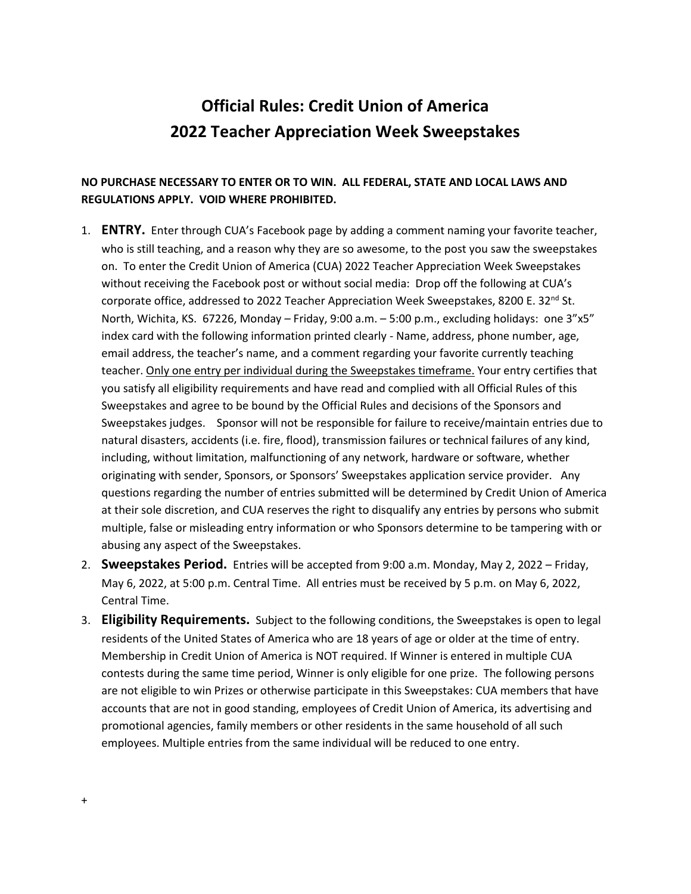# Official Rules: Credit Union of America
# 2022 Teacher Appreciation Week Sweepstakes

**NO PURCHASE NECESSARY TO ENTER OR TO WIN. ALL FEDERAL, STATE AND LOCAL LAWS AND REGULATIONS APPLY. VOID WHERE PROHIBITED.**

1. **ENTRY.** Enter through CUA's Facebook page by adding a comment naming your favorite teacher, who is still teaching, and a reason why they are so awesome, to the post you saw the sweepstakes on. To enter the Credit Union of America (CUA) 2022 Teacher Appreciation Week Sweepstakes without receiving the Facebook post or without social media: Drop off the following at CUA's corporate office, addressed to 2022 Teacher Appreciation Week Sweepstakes, 8200 E. 32nd St. North, Wichita, KS. 67226, Monday – Friday, 9:00 a.m. – 5:00 p.m., excluding holidays: one 3"x5" index card with the following information printed clearly - Name, address, phone number, age, email address, the teacher's name, and a comment regarding your favorite currently teaching teacher. <u>Only one entry per individual during the Sweepstakes timeframe.</u> Your entry certifies that you satisfy all eligibility requirements and have read and complied with all Official Rules of this Sweepstakes and agree to be bound by the Official Rules and decisions of the Sponsors and Sweepstakes judges. Sponsor will not be responsible for failure to receive/maintain entries due to natural disasters, accidents (i.e. fire, flood), transmission failures or technical failures of any kind, including, without limitation, malfunctioning of any network, hardware or software, whether originating with sender, Sponsors, or Sponsors' Sweepstakes application service provider. Any questions regarding the number of entries submitted will be determined by Credit Union of America at their sole discretion, and CUA reserves the right to disqualify any entries by persons who submit multiple, false or misleading entry information or who Sponsors determine to be tampering with or abusing any aspect of the Sweepstakes.
2. **Sweepstakes Period.** Entries will be accepted from 9:00 a.m. Monday, May 2, 2022 – Friday, May 6, 2022, at 5:00 p.m. Central Time. All entries must be received by 5 p.m. on May 6, 2022, Central Time.
3. **Eligibility Requirements.** Subject to the following conditions, the Sweepstakes is open to legal residents of the United States of America who are 18 years of age or older at the time of entry. Membership in Credit Union of America is NOT required. If Winner is entered in multiple CUA contests during the same time period, Winner is only eligible for one prize. The following persons are not eligible to win Prizes or otherwise participate in this Sweepstakes: CUA members that have accounts that are not in good standing, employees of Credit Union of America, its advertising and promotional agencies, family members or other residents in the same household of all such employees. Multiple entries from the same individual will be reduced to one entry.

+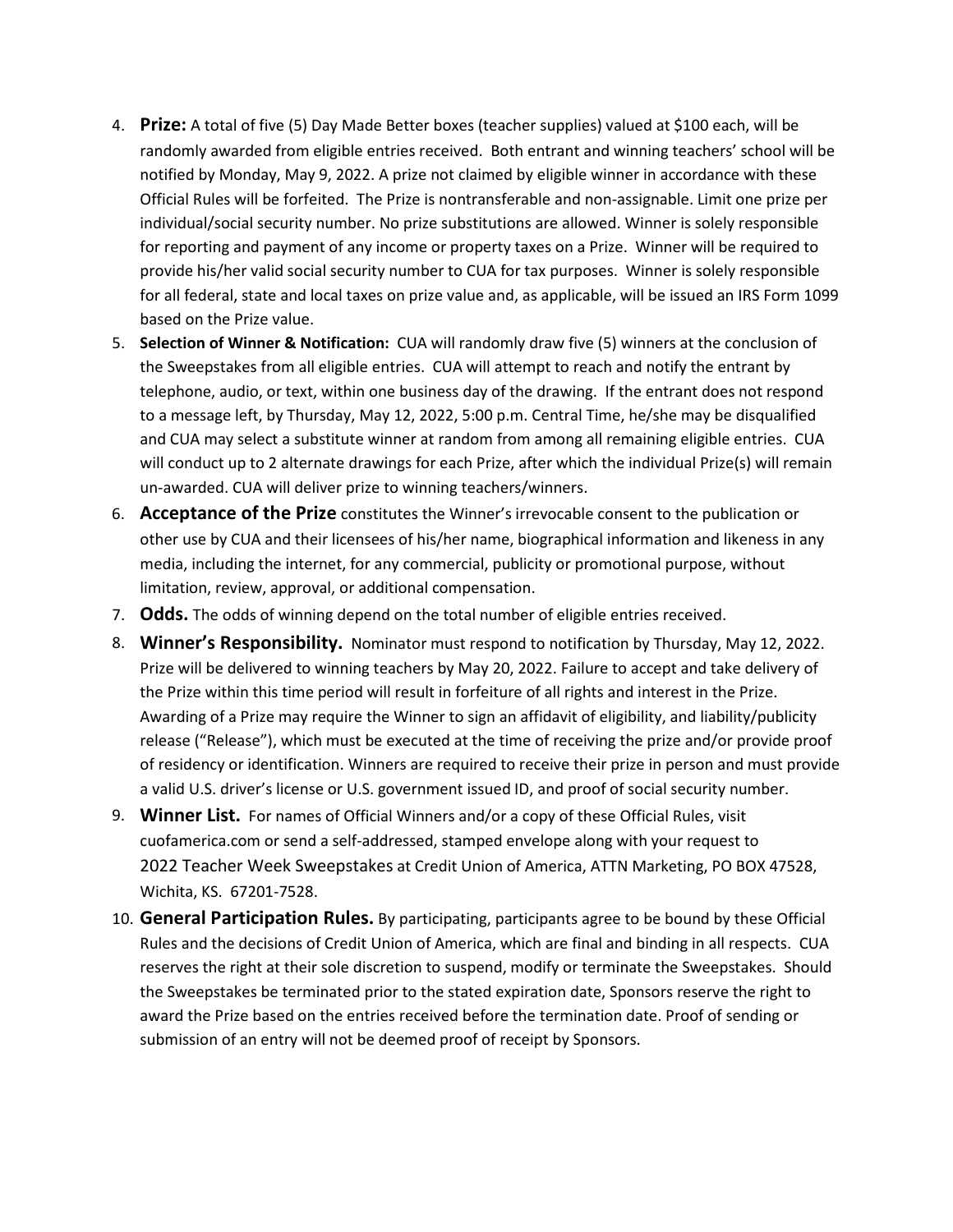4. **Prize:** A total of five (5) Day Made Better boxes (teacher supplies) valued at $100 each, will be randomly awarded from eligible entries received. Both entrant and winning teachers' school will be notified by Monday, May 9, 2022. A prize not claimed by eligible winner in accordance with these Official Rules will be forfeited. The Prize is nontransferable and non-assignable. Limit one prize per individual/social security number. No prize substitutions are allowed. Winner is solely responsible for reporting and payment of any income or property taxes on a Prize. Winner will be required to provide his/her valid social security number to CUA for tax purposes. Winner is solely responsible for all federal, state and local taxes on prize value and, as applicable, will be issued an IRS Form 1099 based on the Prize value.
5. **Selection of Winner & Notification:** CUA will randomly draw five (5) winners at the conclusion of the Sweepstakes from all eligible entries. CUA will attempt to reach and notify the entrant by telephone, audio, or text, within one business day of the drawing. If the entrant does not respond to a message left, by Thursday, May 12, 2022, 5:00 p.m. Central Time, he/she may be disqualified and CUA may select a substitute winner at random from among all remaining eligible entries. CUA will conduct up to 2 alternate drawings for each Prize, after which the individual Prize(s) will remain un-awarded. CUA will deliver prize to winning teachers/winners.
6. **Acceptance of the Prize** constitutes the Winner's irrevocable consent to the publication or other use by CUA and their licensees of his/her name, biographical information and likeness in any media, including the internet, for any commercial, publicity or promotional purpose, without limitation, review, approval, or additional compensation.
7. **Odds.** The odds of winning depend on the total number of eligible entries received.
8. **Winner's Responsibility.** Nominator must respond to notification by Thursday, May 12, 2022. Prize will be delivered to winning teachers by May 20, 2022. Failure to accept and take delivery of the Prize within this time period will result in forfeiture of all rights and interest in the Prize. Awarding of a Prize may require the Winner to sign an affidavit of eligibility, and liability/publicity release ("Release"), which must be executed at the time of receiving the prize and/or provide proof of residency or identification. Winners are required to receive their prize in person and must provide a valid U.S. driver's license or U.S. government issued ID, and proof of social security number.
9. **Winner List.** For names of Official Winners and/or a copy of these Official Rules, visit cuofamerica.com or send a self-addressed, stamped envelope along with your request to 2022 Teacher Week Sweepstakes at Credit Union of America, ATTN Marketing, PO BOX 47528, Wichita, KS. 67201-7528.
10. **General Participation Rules.** By participating, participants agree to be bound by these Official Rules and the decisions of Credit Union of America, which are final and binding in all respects. CUA reserves the right at their sole discretion to suspend, modify or terminate the Sweepstakes. Should the Sweepstakes be terminated prior to the stated expiration date, Sponsors reserve the right to award the Prize based on the entries received before the termination date. Proof of sending or submission of an entry will not be deemed proof of receipt by Sponsors.